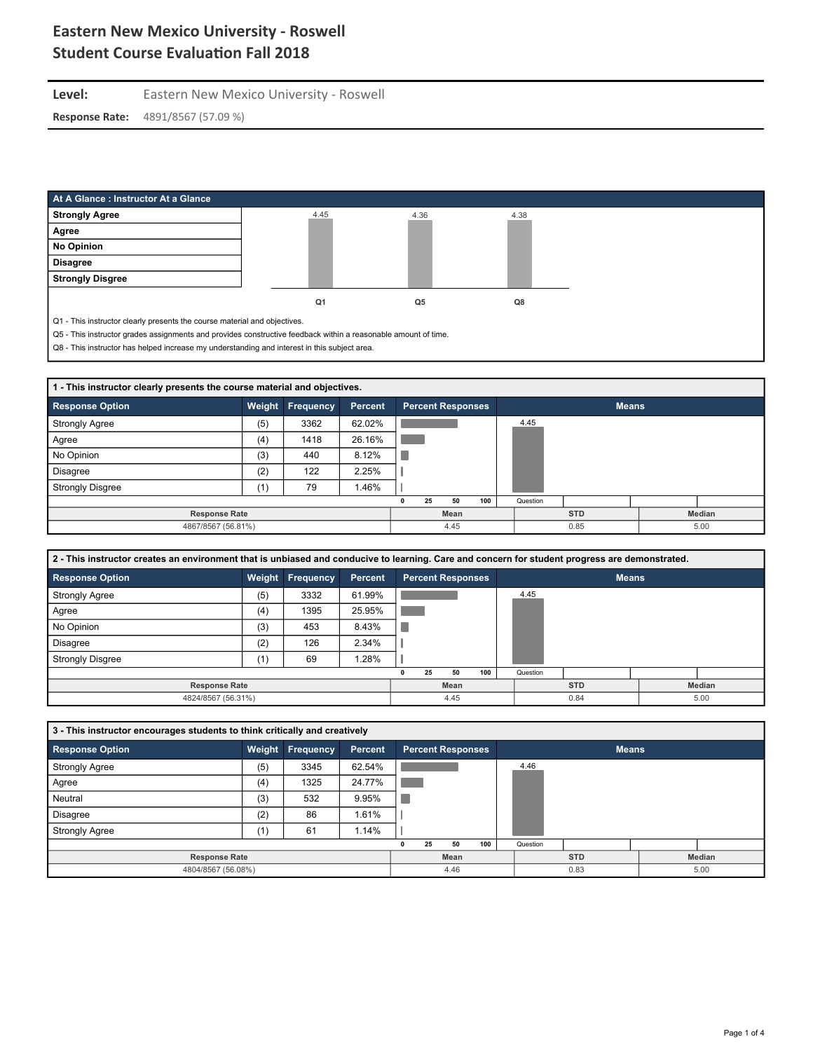# Eastern New Mexico University - Roswell
# Student Course Evaluation Fall 2018

**Level:** Eastern New Mexico University - Roswell

**Response Rate:** 4891/8567 (57.09 %)

## At A Glance : Instructor At a Glance

| | Q1 | Q5 | Q8 |
|---|---|---|---|
| Mean | 4.45 | 4.36 | 4.38 |

Scale: Strongly Agree, Agree, No Opinion, Disagree, Strongly Disgree

Q1 - This instructor clearly presents the course material and objectives.

Q5 - This instructor grades assignments and provides constructive feedback within a reasonable amount of time.

Q8 - This instructor has helped increase my understanding and interest in this subject area.

## 1 - This instructor clearly presents the course material and objectives.

| Response Option | Weight | Frequency | Percent |
|---|---|---|---|
| Strongly Agree | (5) | 3362 | 62.02% |
| Agree | (4) | 1418 | 26.16% |
| No Opinion | (3) | 440 | 8.12% |
| Disagree | (2) | 122 | 2.25% |
| Strongly Disgree | (1) | 79 | 1.46% |

| Response Rate | Mean | STD | Median |
|---|---|---|---|
| 4867/8567 (56.81%) | 4.45 | 0.85 | 5.00 |

## 2 - This instructor creates an environment that is unbiased and conducive to learning. Care and concern for student progress are demonstrated.

| Response Option | Weight | Frequency | Percent |
|---|---|---|---|
| Strongly Agree | (5) | 3332 | 61.99% |
| Agree | (4) | 1395 | 25.95% |
| No Opinion | (3) | 453 | 8.43% |
| Disagree | (2) | 126 | 2.34% |
| Strongly Disgree | (1) | 69 | 1.28% |

| Response Rate | Mean | STD | Median |
|---|---|---|---|
| 4824/8567 (56.31%) | 4.45 | 0.84 | 5.00 |

## 3 - This instructor encourages students to think critically and creatively

| Response Option | Weight | Frequency | Percent |
|---|---|---|---|
| Strongly Agree | (5) | 3345 | 62.54% |
| Agree | (4) | 1325 | 24.77% |
| Neutral | (3) | 532 | 9.95% |
| Disagree | (2) | 86 | 1.61% |
| Strongly Agree | (1) | 61 | 1.14% |

| Response Rate | Mean | STD | Median |
|---|---|---|---|
| 4804/8567 (56.08%) | 4.46 | 0.83 | 5.00 |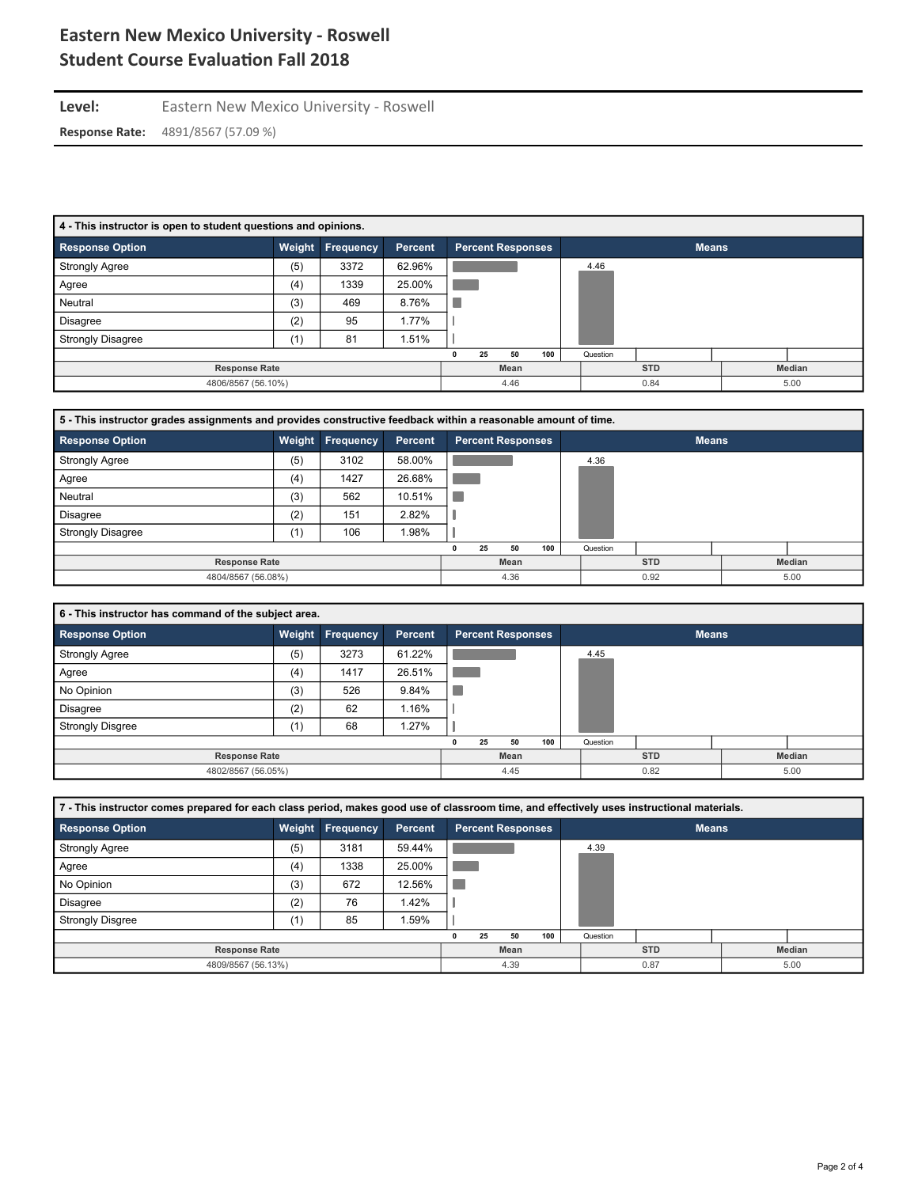# Eastern New Mexico University - Roswell
# Student Course Evaluation Fall 2018

**Level:** Eastern New Mexico University - Roswell

**Response Rate:** 4891/8567 (57.09 %)

**4 - This instructor is open to student questions and opinions.**

| Response Option | Weight | Frequency | Percent |
|---|---|---|---|
| Strongly Agree | (5) | 3372 | 62.96% |
| Agree | (4) | 1339 | 25.00% |
| Neutral | (3) | 469 | 8.76% |
| Disagree | (2) | 95 | 1.77% |
| Strongly Disagree | (1) | 81 | 1.51% |

| Response Rate | Mean | STD | Median |
|---|---|---|---|
| 4806/8567 (56.10%) | 4.46 | 0.84 | 5.00 |

**5 - This instructor grades assignments and provides constructive feedback within a reasonable amount of time.**

| Response Option | Weight | Frequency | Percent |
|---|---|---|---|
| Strongly Agree | (5) | 3102 | 58.00% |
| Agree | (4) | 1427 | 26.68% |
| Neutral | (3) | 562 | 10.51% |
| Disagree | (2) | 151 | 2.82% |
| Strongly Disagree | (1) | 106 | 1.98% |

| Response Rate | Mean | STD | Median |
|---|---|---|---|
| 4804/8567 (56.08%) | 4.36 | 0.92 | 5.00 |

**6 - This instructor has command of the subject area.**

| Response Option | Weight | Frequency | Percent |
|---|---|---|---|
| Strongly Agree | (5) | 3273 | 61.22% |
| Agree | (4) | 1417 | 26.51% |
| No Opinion | (3) | 526 | 9.84% |
| Disagree | (2) | 62 | 1.16% |
| Strongly Disgree | (1) | 68 | 1.27% |

| Response Rate | Mean | STD | Median |
|---|---|---|---|
| 4802/8567 (56.05%) | 4.45 | 0.82 | 5.00 |

**7 - This instructor comes prepared for each class period, makes good use of classroom time, and effectively uses instructional materials.**

| Response Option | Weight | Frequency | Percent |
|---|---|---|---|
| Strongly Agree | (5) | 3181 | 59.44% |
| Agree | (4) | 1338 | 25.00% |
| No Opinion | (3) | 672 | 12.56% |
| Disagree | (2) | 76 | 1.42% |
| Strongly Disgree | (1) | 85 | 1.59% |

| Response Rate | Mean | STD | Median |
|---|---|---|---|
| 4809/8567 (56.13%) | 4.39 | 0.87 | 5.00 |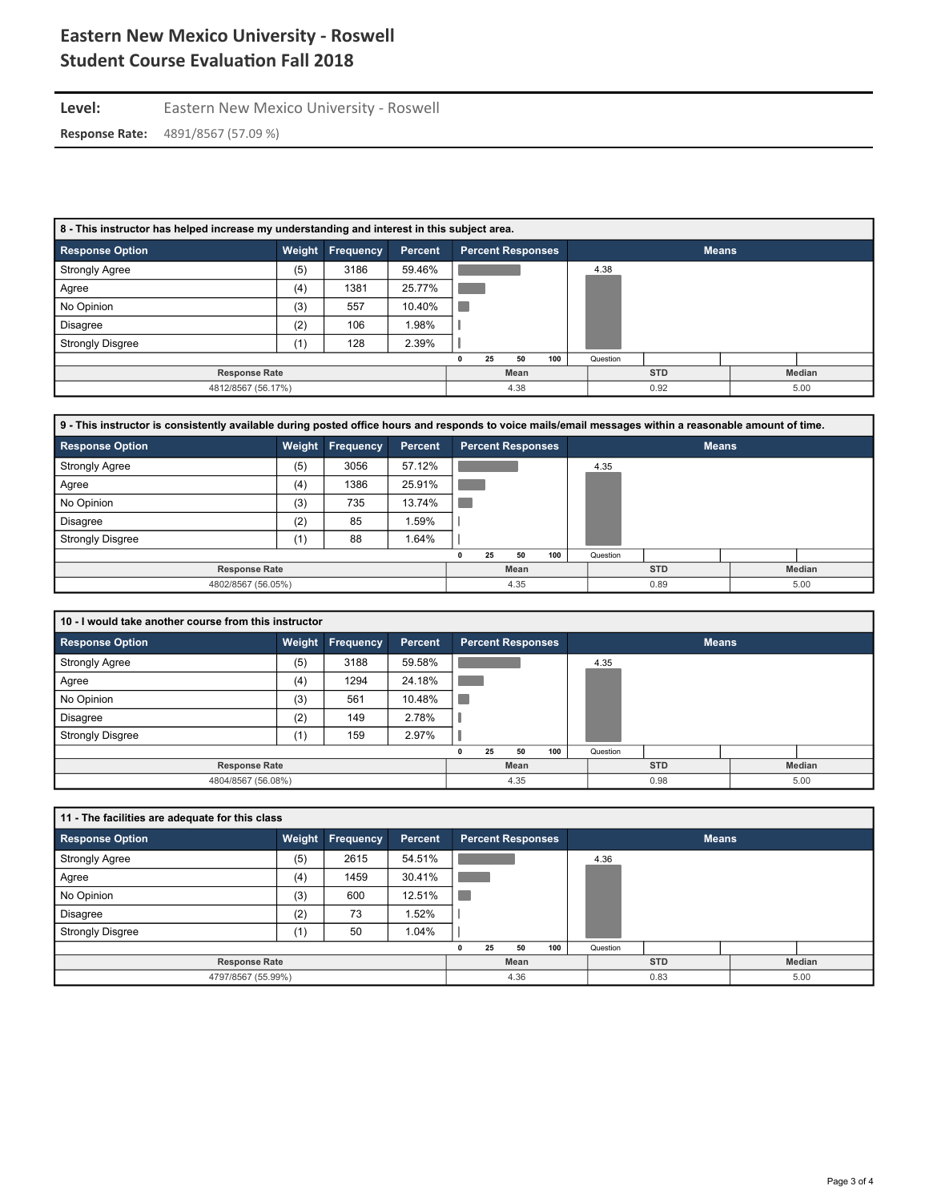# Eastern New Mexico University - Roswell
# Student Course Evaluation Fall 2018

**Level:** Eastern New Mexico University - Roswell

**Response Rate:** 4891/8567 (57.09 %)

### 8 - This instructor has helped increase my understanding and interest in this subject area.

| Response Option | Weight | Frequency | Percent |
|---|---|---|---|
| Strongly Agree | (5) | 3186 | 59.46% |
| Agree | (4) | 1381 | 25.77% |
| No Opinion | (3) | 557 | 10.40% |
| Disagree | (2) | 106 | 1.98% |
| Strongly Disgree | (1) | 128 | 2.39% |

Means: Question 4.38

| Response Rate | Mean | STD | Median |
|---|---|---|---|
| 4812/8567 (56.17%) | 4.38 | 0.92 | 5.00 |

### 9 - This instructor is consistently available during posted office hours and responds to voice mails/email messages within a reasonable amount of time.

| Response Option | Weight | Frequency | Percent |
|---|---|---|---|
| Strongly Agree | (5) | 3056 | 57.12% |
| Agree | (4) | 1386 | 25.91% |
| No Opinion | (3) | 735 | 13.74% |
| Disagree | (2) | 85 | 1.59% |
| Strongly Disgree | (1) | 88 | 1.64% |

Means: Question 4.35

| Response Rate | Mean | STD | Median |
|---|---|---|---|
| 4802/8567 (56.05%) | 4.35 | 0.89 | 5.00 |

### 10 - I would take another course from this instructor

| Response Option | Weight | Frequency | Percent |
|---|---|---|---|
| Strongly Agree | (5) | 3188 | 59.58% |
| Agree | (4) | 1294 | 24.18% |
| No Opinion | (3) | 561 | 10.48% |
| Disagree | (2) | 149 | 2.78% |
| Strongly Disgree | (1) | 159 | 2.97% |

Means: Question 4.35

| Response Rate | Mean | STD | Median |
|---|---|---|---|
| 4804/8567 (56.08%) | 4.35 | 0.98 | 5.00 |

### 11 - The facilities are adequate for this class

| Response Option | Weight | Frequency | Percent |
|---|---|---|---|
| Strongly Agree | (5) | 2615 | 54.51% |
| Agree | (4) | 1459 | 30.41% |
| No Opinion | (3) | 600 | 12.51% |
| Disagree | (2) | 73 | 1.52% |
| Strongly Disgree | (1) | 50 | 1.04% |

Means: Question 4.36

| Response Rate | Mean | STD | Median |
|---|---|---|---|
| 4797/8567 (55.99%) | 4.36 | 0.83 | 5.00 |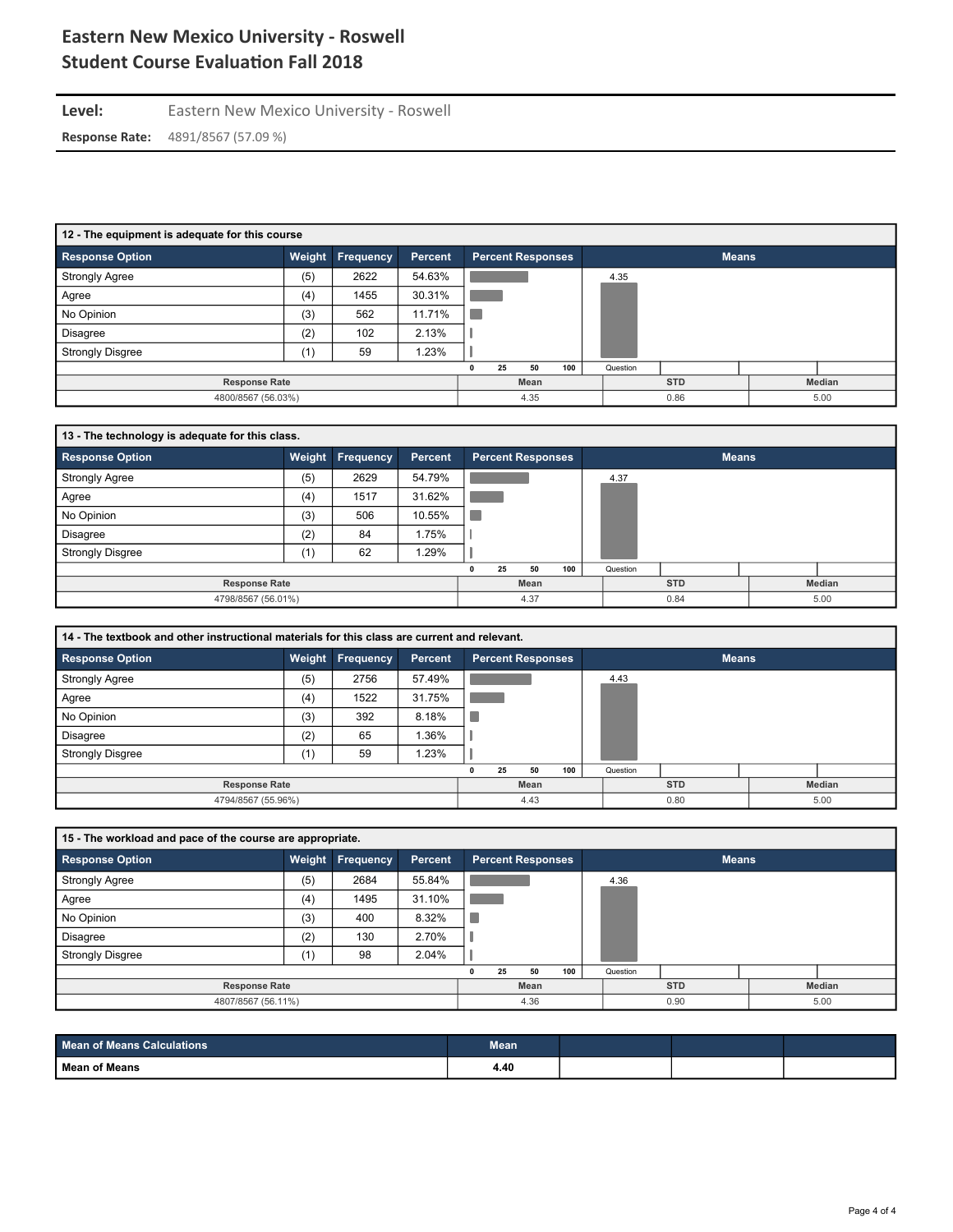# Eastern New Mexico University - Roswell
# Student Course Evaluation Fall 2018

**Level:** Eastern New Mexico University - Roswell

**Response Rate:** 4891/8567 (57.09 %)

### 12 - The equipment is adequate for this course

| Response Option | Weight | Frequency | Percent |
|---|---|---|---|
| Strongly Agree | (5) | 2622 | 54.63% |
| Agree | (4) | 1455 | 30.31% |
| No Opinion | (3) | 562 | 11.71% |
| Disagree | (2) | 102 | 2.13% |
| Strongly Disgree | (1) | 59 | 1.23% |

Percent Responses: 0 25 50 100

Means: 4.35

Question

| Response Rate | Mean | STD | Median |
|---|---|---|---|
| 4800/8567 (56.03%) | 4.35 | 0.86 | 5.00 |

### 13 - The technology is adequate for this class.

| Response Option | Weight | Frequency | Percent |
|---|---|---|---|
| Strongly Agree | (5) | 2629 | 54.79% |
| Agree | (4) | 1517 | 31.62% |
| No Opinion | (3) | 506 | 10.55% |
| Disagree | (2) | 84 | 1.75% |
| Strongly Disgree | (1) | 62 | 1.29% |

Percent Responses: 0 25 50 100

Means: 4.37

Question

| Response Rate | Mean | STD | Median |
|---|---|---|---|
| 4798/8567 (56.01%) | 4.37 | 0.84 | 5.00 |

### 14 - The textbook and other instructional materials for this class are current and relevant.

| Response Option | Weight | Frequency | Percent |
|---|---|---|---|
| Strongly Agree | (5) | 2756 | 57.49% |
| Agree | (4) | 1522 | 31.75% |
| No Opinion | (3) | 392 | 8.18% |
| Disagree | (2) | 65 | 1.36% |
| Strongly Disgree | (1) | 59 | 1.23% |

Percent Responses: 0 25 50 100

Means: 4.43

Question

| Response Rate | Mean | STD | Median |
|---|---|---|---|
| 4794/8567 (55.96%) | 4.43 | 0.80 | 5.00 |

### 15 - The workload and pace of the course are appropriate.

| Response Option | Weight | Frequency | Percent |
|---|---|---|---|
| Strongly Agree | (5) | 2684 | 55.84% |
| Agree | (4) | 1495 | 31.10% |
| No Opinion | (3) | 400 | 8.32% |
| Disagree | (2) | 130 | 2.70% |
| Strongly Disgree | (1) | 98 | 2.04% |

Percent Responses: 0 25 50 100

Means: 4.36

Question

| Response Rate | Mean | STD | Median |
|---|---|---|---|
| 4807/8567 (56.11%) | 4.36 | 0.90 | 5.00 |

| Mean of Means Calculations | Mean | | | |
|---|---|---|---|---|
| **Mean of Means** | **4.40** | | | |